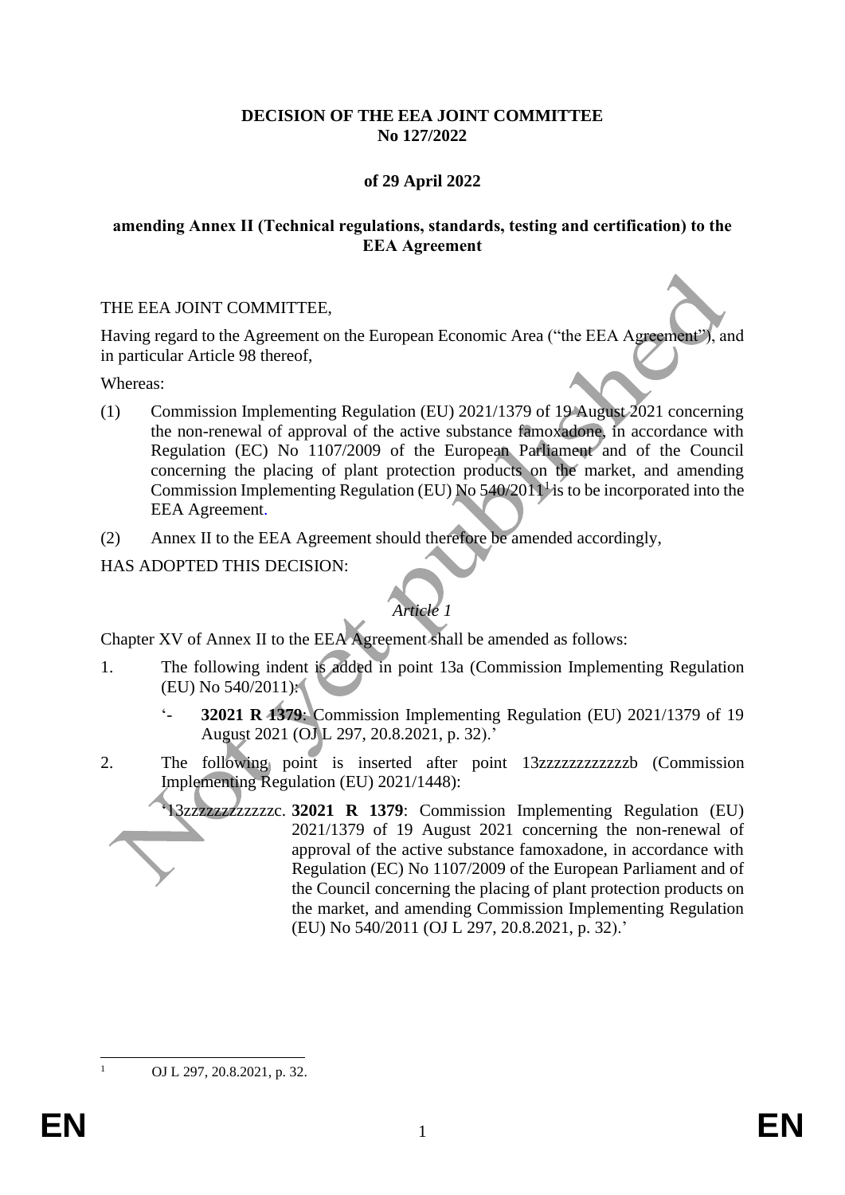**DECISION OF THE EEA JOINT COMMITTEE**
**No 127/2022**

**of 29 April 2022**

**amending Annex II (Technical regulations, standards, testing and certification) to the EEA Agreement**

THE EEA JOINT COMMITTEE,

Having regard to the Agreement on the European Economic Area ("the EEA Agreement"), and in particular Article 98 thereof,

Whereas:

(1) Commission Implementing Regulation (EU) 2021/1379 of 19 August 2021 concerning the non-renewal of approval of the active substance famoxadone, in accordance with Regulation (EC) No 1107/2009 of the European Parliament and of the Council concerning the placing of plant protection products on the market, and amending Commission Implementing Regulation (EU) No 540/2011[1] is to be incorporated into the EEA Agreement.

(2) Annex II to the EEA Agreement should therefore be amended accordingly,

HAS ADOPTED THIS DECISION:

*Article 1*

Chapter XV of Annex II to the EEA Agreement shall be amended as follows:

1. The following indent is added in point 13a (Commission Implementing Regulation (EU) No 540/2011):

   '- **32021 R 1379**: Commission Implementing Regulation (EU) 2021/1379 of 19 August 2021 (OJ L 297, 20.8.2021, p. 32).'

2. The following point is inserted after point 13zzzzzzzzzzzzb (Commission Implementing Regulation (EU) 2021/1448):

   '13zzzzzzzzzzzzc. **32021 R 1379**: Commission Implementing Regulation (EU) 2021/1379 of 19 August 2021 concerning the non-renewal of approval of the active substance famoxadone, in accordance with Regulation (EC) No 1107/2009 of the European Parliament and of the Council concerning the placing of plant protection products on the market, and amending Commission Implementing Regulation (EU) No 540/2011 (OJ L 297, 20.8.2021, p. 32).'

[1] OJ L 297, 20.8.2021, p. 32.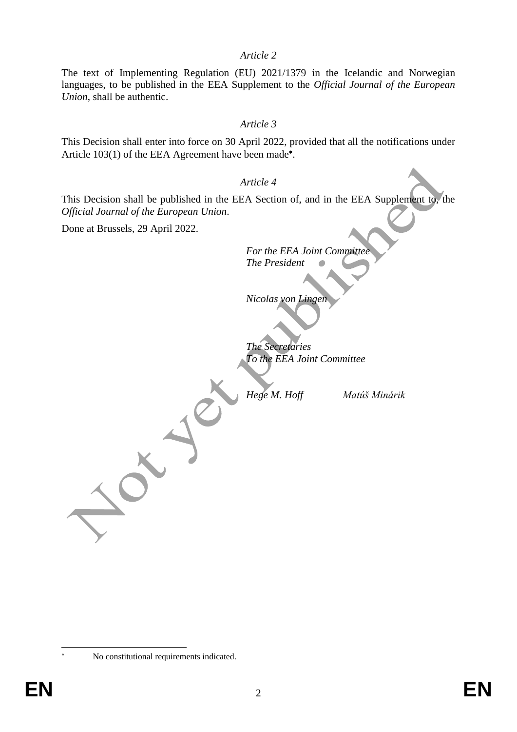*Article 2*

The text of Implementing Regulation (EU) 2021/1379 in the Icelandic and Norwegian languages, to be published in the EEA Supplement to the *Official Journal of the European Union*, shall be authentic.

*Article 3*

This Decision shall enter into force on 30 April 2022, provided that all the notifications under Article 103(1) of the EEA Agreement have been made[*].

*Article 4*

This Decision shall be published in the EEA Section of, and in the EEA Supplement to, the *Official Journal of the European Union*.

Done at Brussels, 29 April 2022.

*For the EEA Joint Committee*
*The President*

*Nicolas von Lingen*

*The Secretaries*
*To the EEA Joint Committee*

*Hege M. Hoff* *Matúš Minárik*

[*] No constitutional requirements indicated.